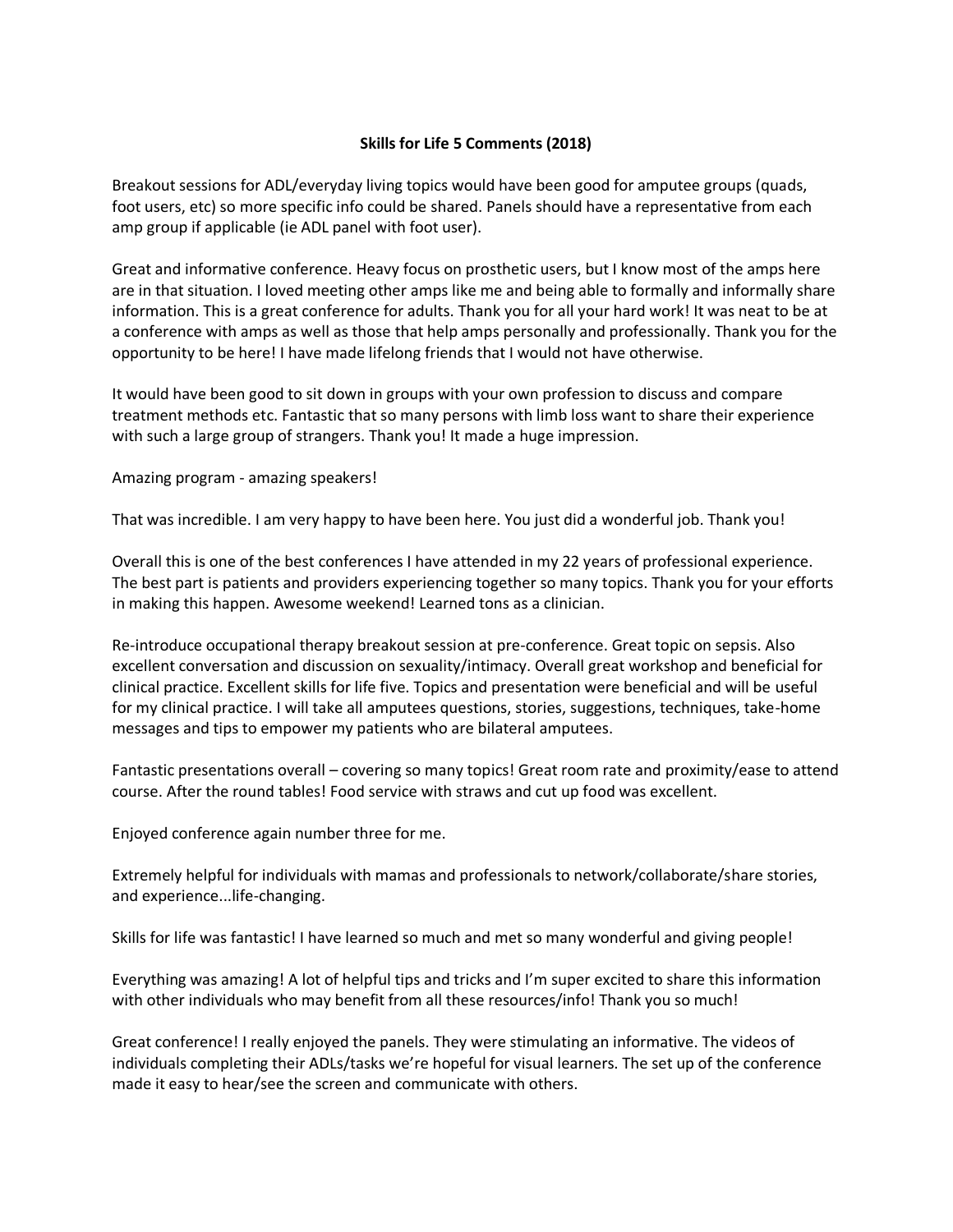**Skills for Life 5 Comments (2018)**

Breakout sessions for ADL/everyday living topics would have been good for amputee groups (quads, foot users, etc) so more specific info could be shared. Panels should have a representative from each amp group if applicable (ie ADL panel with foot user).

Great and informative conference. Heavy focus on prosthetic users, but I know most of the amps here are in that situation. I loved meeting other amps like me and being able to formally and informally share information. This is a great conference for adults. Thank you for all your hard work! It was neat to be at a conference with amps as well as those that help amps personally and professionally. Thank you for the opportunity to be here! I have made lifelong friends that I would not have otherwise.

It would have been good to sit down in groups with your own profession to discuss and compare treatment methods etc. Fantastic that so many persons with limb loss want to share their experience with such a large group of strangers. Thank you! It made a huge impression.

Amazing program - amazing speakers!

That was incredible. I am very happy to have been here. You just did a wonderful job. Thank you!

Overall this is one of the best conferences I have attended in my 22 years of professional experience. The best part is patients and providers experiencing together so many topics. Thank you for your efforts in making this happen. Awesome weekend! Learned tons as a clinician.

Re-introduce occupational therapy breakout session at pre-conference. Great topic on sepsis. Also excellent conversation and discussion on sexuality/intimacy. Overall great workshop and beneficial for clinical practice. Excellent skills for life five. Topics and presentation were beneficial and will be useful for my clinical practice. I will take all amputees questions, stories, suggestions, techniques, take-home messages and tips to empower my patients who are bilateral amputees.

Fantastic presentations overall – covering so many topics! Great room rate and proximity/ease to attend course. After the round tables! Food service with straws and cut up food was excellent.

Enjoyed conference again number three for me.

Extremely helpful for individuals with mamas and professionals to network/collaborate/share stories, and experience...life-changing.

Skills for life was fantastic! I have learned so much and met so many wonderful and giving people!

Everything was amazing! A lot of helpful tips and tricks and I'm super excited to share this information with other individuals who may benefit from all these resources/info! Thank you so much!

Great conference! I really enjoyed the panels. They were stimulating an informative. The videos of individuals completing their ADLs/tasks we're hopeful for visual learners. The set up of the conference made it easy to hear/see the screen and communicate with others.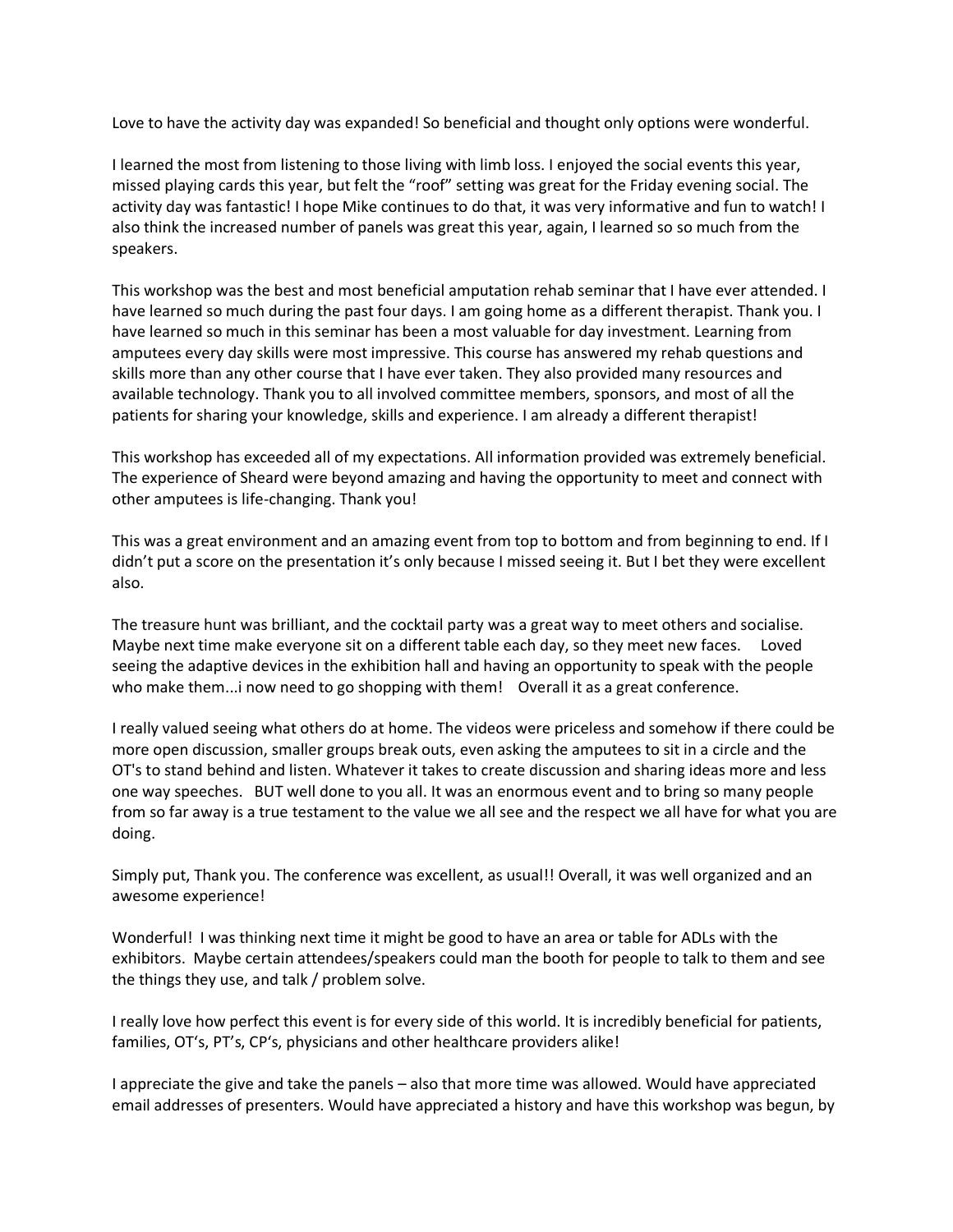Love to have the activity day was expanded! So beneficial and thought only options were wonderful.

I learned the most from listening to those living with limb loss. I enjoyed the social events this year, missed playing cards this year, but felt the "roof" setting was great for the Friday evening social. The activity day was fantastic! I hope Mike continues to do that, it was very informative and fun to watch! I also think the increased number of panels was great this year, again, I learned so so much from the speakers.

This workshop was the best and most beneficial amputation rehab seminar that I have ever attended. I have learned so much during the past four days. I am going home as a different therapist. Thank you. I have learned so much in this seminar has been a most valuable for day investment. Learning from amputees every day skills were most impressive. This course has answered my rehab questions and skills more than any other course that I have ever taken. They also provided many resources and available technology. Thank you to all involved committee members, sponsors, and most of all the patients for sharing your knowledge, skills and experience. I am already a different therapist!

This workshop has exceeded all of my expectations. All information provided was extremely beneficial. The experience of Sheard were beyond amazing and having the opportunity to meet and connect with other amputees is life-changing. Thank you!

This was a great environment and an amazing event from top to bottom and from beginning to end. If I didn't put a score on the presentation it's only because I missed seeing it. But I bet they were excellent also.

The treasure hunt was brilliant, and the cocktail party was a great way to meet others and socialise. Maybe next time make everyone sit on a different table each day, so they meet new faces. Loved seeing the adaptive devices in the exhibition hall and having an opportunity to speak with the people who make them...i now need to go shopping with them! Overall it as a great conference.

I really valued seeing what others do at home. The videos were priceless and somehow if there could be more open discussion, smaller groups break outs, even asking the amputees to sit in a circle and the OT's to stand behind and listen. Whatever it takes to create discussion and sharing ideas more and less one way speeches. BUT well done to you all. It was an enormous event and to bring so many people from so far away is a true testament to the value we all see and the respect we all have for what you are doing.

Simply put, Thank you. The conference was excellent, as usual!! Overall, it was well organized and an awesome experience!

Wonderful! I was thinking next time it might be good to have an area or table for ADLs with the exhibitors. Maybe certain attendees/speakers could man the booth for people to talk to them and see the things they use, and talk / problem solve.

I really love how perfect this event is for every side of this world. It is incredibly beneficial for patients, families, OT's, PT's, CP's, physicians and other healthcare providers alike!

I appreciate the give and take the panels – also that more time was allowed. Would have appreciated email addresses of presenters. Would have appreciated a history and have this workshop was begun, by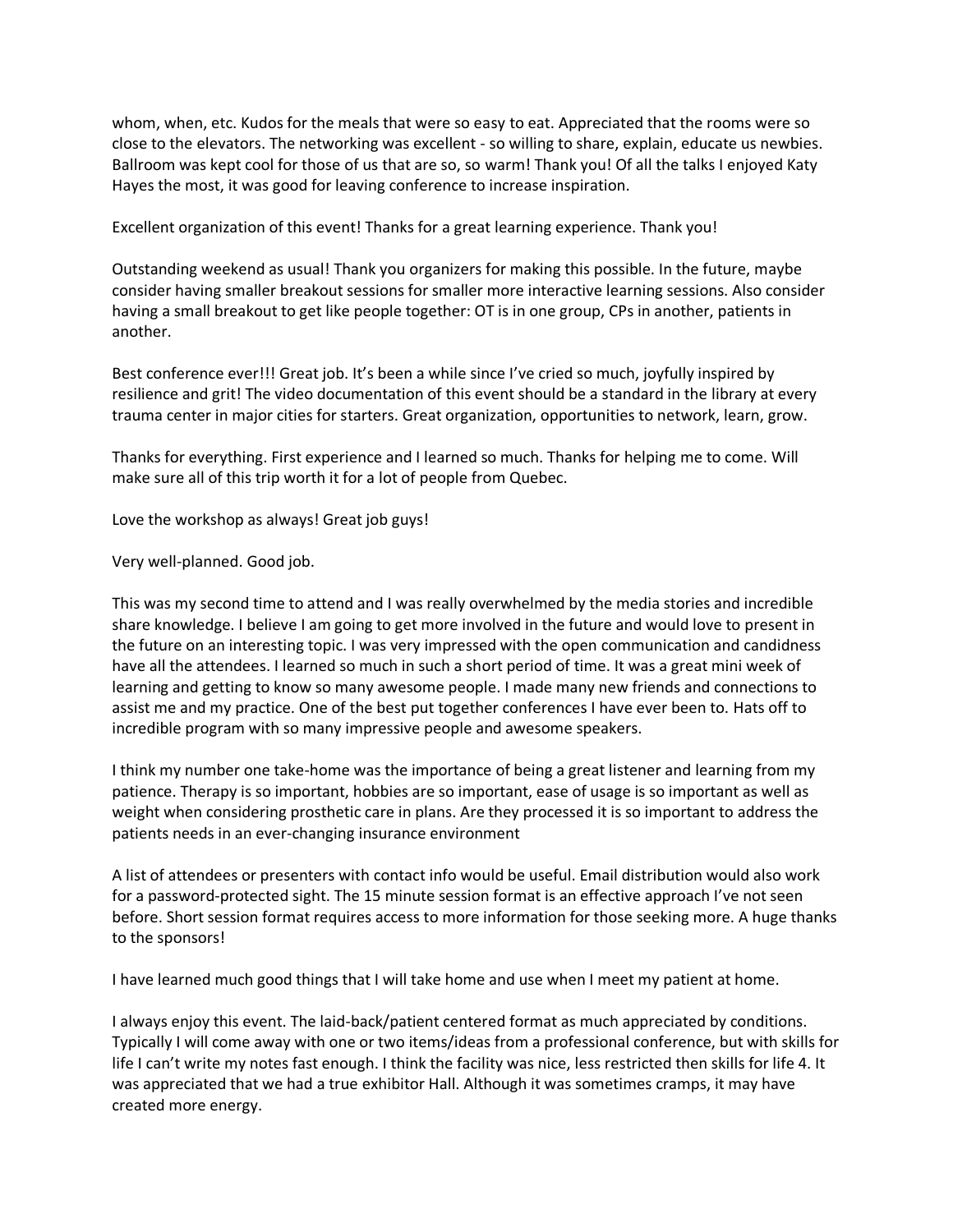whom, when, etc. Kudos for the meals that were so easy to eat. Appreciated that the rooms were so close to the elevators. The networking was excellent - so willing to share, explain, educate us newbies. Ballroom was kept cool for those of us that are so, so warm! Thank you! Of all the talks I enjoyed Katy Hayes the most, it was good for leaving conference to increase inspiration.

Excellent organization of this event! Thanks for a great learning experience. Thank you!

Outstanding weekend as usual! Thank you organizers for making this possible. In the future, maybe consider having smaller breakout sessions for smaller more interactive learning sessions. Also consider having a small breakout to get like people together: OT is in one group, CPs in another, patients in another.

Best conference ever!!! Great job. It's been a while since I've cried so much, joyfully inspired by resilience and grit! The video documentation of this event should be a standard in the library at every trauma center in major cities for starters. Great organization, opportunities to network, learn, grow.

Thanks for everything. First experience and I learned so much. Thanks for helping me to come. Will make sure all of this trip worth it for a lot of people from Quebec.

Love the workshop as always! Great job guys!

Very well-planned. Good job.

This was my second time to attend and I was really overwhelmed by the media stories and incredible share knowledge. I believe I am going to get more involved in the future and would love to present in the future on an interesting topic. I was very impressed with the open communication and candidness have all the attendees. I learned so much in such a short period of time. It was a great mini week of learning and getting to know so many awesome people. I made many new friends and connections to assist me and my practice. One of the best put together conferences I have ever been to. Hats off to incredible program with so many impressive people and awesome speakers.

I think my number one take-home was the importance of being a great listener and learning from my patience. Therapy is so important, hobbies are so important, ease of usage is so important as well as weight when considering prosthetic care in plans. Are they processed it is so important to address the patients needs in an ever-changing insurance environment

A list of attendees or presenters with contact info would be useful. Email distribution would also work for a password-protected sight. The 15 minute session format is an effective approach I've not seen before. Short session format requires access to more information for those seeking more. A huge thanks to the sponsors!

I have learned much good things that I will take home and use when I meet my patient at home.

I always enjoy this event. The laid-back/patient centered format as much appreciated by conditions. Typically I will come away with one or two items/ideas from a professional conference, but with skills for life I can't write my notes fast enough. I think the facility was nice, less restricted then skills for life 4. It was appreciated that we had a true exhibitor Hall. Although it was sometimes cramps, it may have created more energy.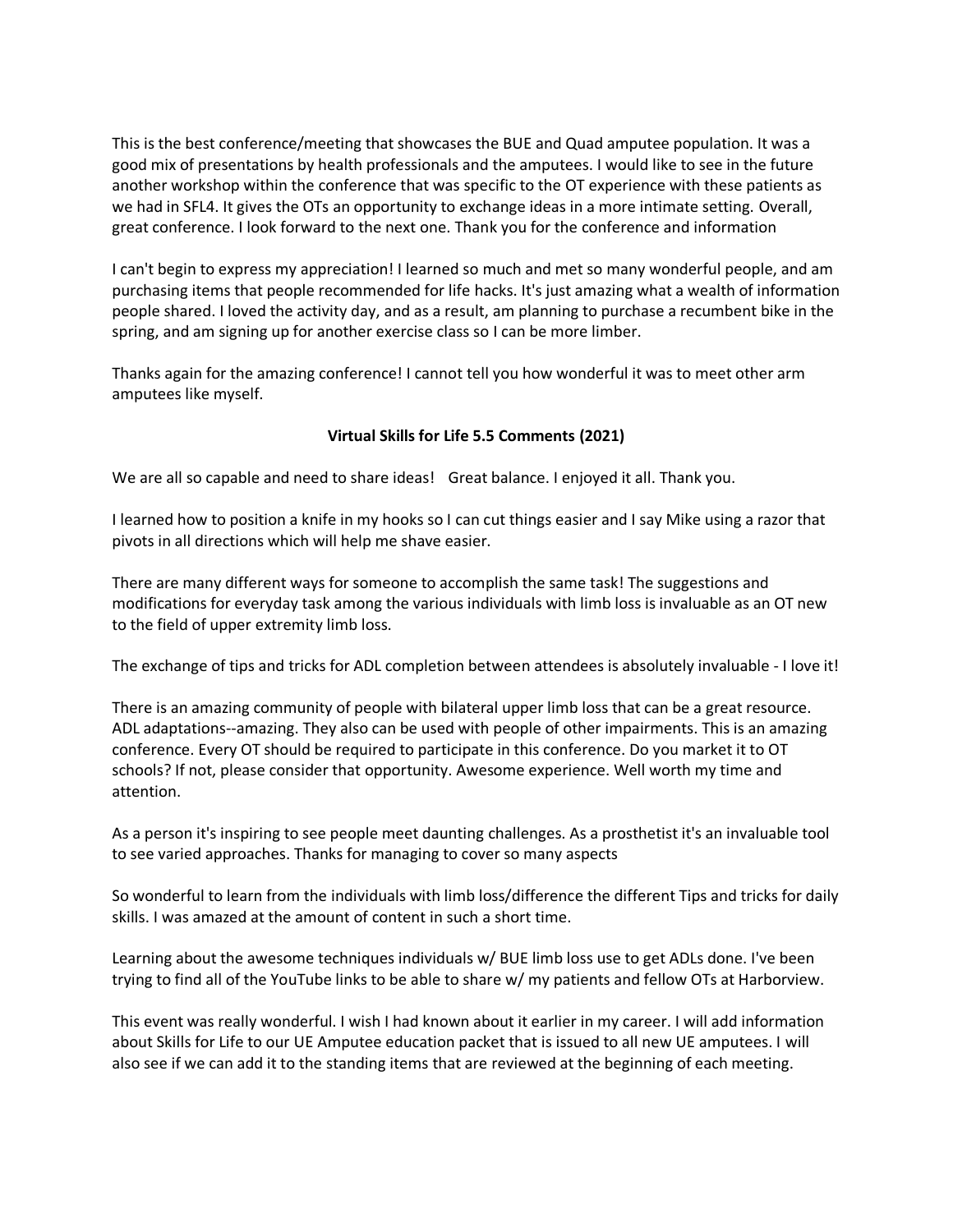This is the best conference/meeting that showcases the BUE and Quad amputee population. It was a good mix of presentations by health professionals and the amputees. I would like to see in the future another workshop within the conference that was specific to the OT experience with these patients as we had in SFL4. It gives the OTs an opportunity to exchange ideas in a more intimate setting. Overall, great conference. I look forward to the next one. Thank you for the conference and information

I can't begin to express my appreciation! I learned so much and met so many wonderful people, and am purchasing items that people recommended for life hacks. It's just amazing what a wealth of information people shared. I loved the activity day, and as a result, am planning to purchase a recumbent bike in the spring, and am signing up for another exercise class so I can be more limber.

Thanks again for the amazing conference! I cannot tell you how wonderful it was to meet other arm amputees like myself.

**Virtual Skills for Life 5.5 Comments (2021)**

We are all so capable and need to share ideas!   Great balance. I enjoyed it all. Thank you.

I learned how to position a knife in my hooks so I can cut things easier and I say Mike using a razor that pivots in all directions which will help me shave easier.

There are many different ways for someone to accomplish the same task! The suggestions and modifications for everyday task among the various individuals with limb loss is invaluable as an OT new to the field of upper extremity limb loss.

The exchange of tips and tricks for ADL completion between attendees is absolutely invaluable - I love it!

There is an amazing community of people with bilateral upper limb loss that can be a great resource. ADL adaptations--amazing. They also can be used with people of other impairments. This is an amazing conference. Every OT should be required to participate in this conference. Do you market it to OT schools? If not, please consider that opportunity. Awesome experience. Well worth my time and attention.

As a person it's inspiring to see people meet daunting challenges. As a prosthetist it's an invaluable tool to see varied approaches. Thanks for managing to cover so many aspects

So wonderful to learn from the individuals with limb loss/difference the different Tips and tricks for daily skills. I was amazed at the amount of content in such a short time.

Learning about the awesome techniques individuals w/ BUE limb loss use to get ADLs done. I've been trying to find all of the YouTube links to be able to share w/ my patients and fellow OTs at Harborview.

This event was really wonderful. I wish I had known about it earlier in my career. I will add information about Skills for Life to our UE Amputee education packet that is issued to all new UE amputees. I will also see if we can add it to the standing items that are reviewed at the beginning of each meeting.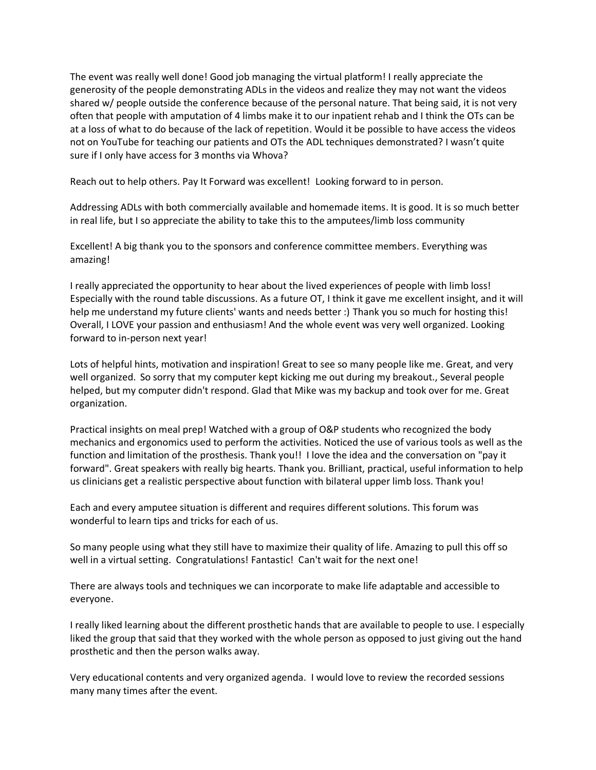The event was really well done! Good job managing the virtual platform! I really appreciate the generosity of the people demonstrating ADLs in the videos and realize they may not want the videos shared w/ people outside the conference because of the personal nature. That being said, it is not very often that people with amputation of 4 limbs make it to our inpatient rehab and I think the OTs can be at a loss of what to do because of the lack of repetition. Would it be possible to have access the videos not on YouTube for teaching our patients and OTs the ADL techniques demonstrated? I wasn't quite sure if I only have access for 3 months via Whova?

Reach out to help others. Pay It Forward was excellent! Looking forward to in person.

Addressing ADLs with both commercially available and homemade items. It is good. It is so much better in real life, but I so appreciate the ability to take this to the amputees/limb loss community

Excellent! A big thank you to the sponsors and conference committee members. Everything was amazing!

I really appreciated the opportunity to hear about the lived experiences of people with limb loss! Especially with the round table discussions. As a future OT, I think it gave me excellent insight, and it will help me understand my future clients' wants and needs better :) Thank you so much for hosting this! Overall, I LOVE your passion and enthusiasm! And the whole event was very well organized. Looking forward to in-person next year!

Lots of helpful hints, motivation and inspiration! Great to see so many people like me. Great, and very well organized. So sorry that my computer kept kicking me out during my breakout., Several people helped, but my computer didn't respond. Glad that Mike was my backup and took over for me. Great organization.

Practical insights on meal prep! Watched with a group of O&P students who recognized the body mechanics and ergonomics used to perform the activities. Noticed the use of various tools as well as the function and limitation of the prosthesis. Thank you!! I love the idea and the conversation on "pay it forward". Great speakers with really big hearts. Thank you. Brilliant, practical, useful information to help us clinicians get a realistic perspective about function with bilateral upper limb loss. Thank you!

Each and every amputee situation is different and requires different solutions. This forum was wonderful to learn tips and tricks for each of us.

So many people using what they still have to maximize their quality of life. Amazing to pull this off so well in a virtual setting. Congratulations! Fantastic! Can't wait for the next one!

There are always tools and techniques we can incorporate to make life adaptable and accessible to everyone.

I really liked learning about the different prosthetic hands that are available to people to use. I especially liked the group that said that they worked with the whole person as opposed to just giving out the hand prosthetic and then the person walks away.

Very educational contents and very organized agenda. I would love to review the recorded sessions many many times after the event.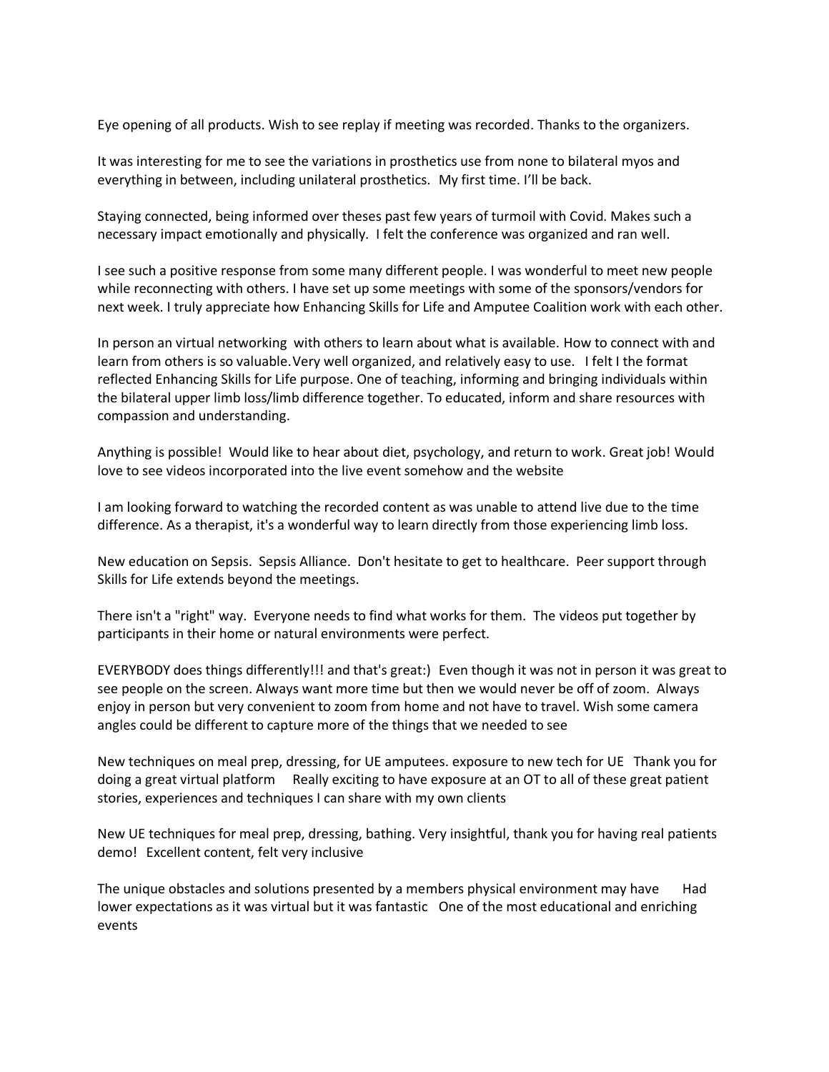Eye opening of all products. Wish to see replay if meeting was recorded. Thanks to the organizers.

It was interesting for me to see the variations in prosthetics use from none to bilateral myos and everything in between, including unilateral prosthetics. My first time. I'll be back.

Staying connected, being informed over theses past few years of turmoil with Covid. Makes such a necessary impact emotionally and physically. I felt the conference was organized and ran well.

I see such a positive response from some many different people. I was wonderful to meet new people while reconnecting with others. I have set up some meetings with some of the sponsors/vendors for next week. I truly appreciate how Enhancing Skills for Life and Amputee Coalition work with each other.

In person an virtual networking with others to learn about what is available. How to connect with and learn from others is so valuable. Very well organized, and relatively easy to use. I felt I the format reflected Enhancing Skills for Life purpose. One of teaching, informing and bringing individuals within the bilateral upper limb loss/limb difference together. To educated, inform and share resources with compassion and understanding.

Anything is possible! Would like to hear about diet, psychology, and return to work. Great job! Would love to see videos incorporated into the live event somehow and the website

I am looking forward to watching the recorded content as was unable to attend live due to the time difference. As a therapist, it's a wonderful way to learn directly from those experiencing limb loss.

New education on Sepsis. Sepsis Alliance. Don't hesitate to get to healthcare. Peer support through Skills for Life extends beyond the meetings.

There isn't a "right" way. Everyone needs to find what works for them. The videos put together by participants in their home or natural environments were perfect.

EVERYBODY does things differently!!! and that's great:) Even though it was not in person it was great to see people on the screen. Always want more time but then we would never be off of zoom. Always enjoy in person but very convenient to zoom from home and not have to travel. Wish some camera angles could be different to capture more of the things that we needed to see

New techniques on meal prep, dressing, for UE amputees. exposure to new tech for UE Thank you for doing a great virtual platform Really exciting to have exposure at an OT to all of these great patient stories, experiences and techniques I can share with my own clients

New UE techniques for meal prep, dressing, bathing. Very insightful, thank you for having real patients demo! Excellent content, felt very inclusive

The unique obstacles and solutions presented by a members physical environment may have Had lower expectations as it was virtual but it was fantastic One of the most educational and enriching events